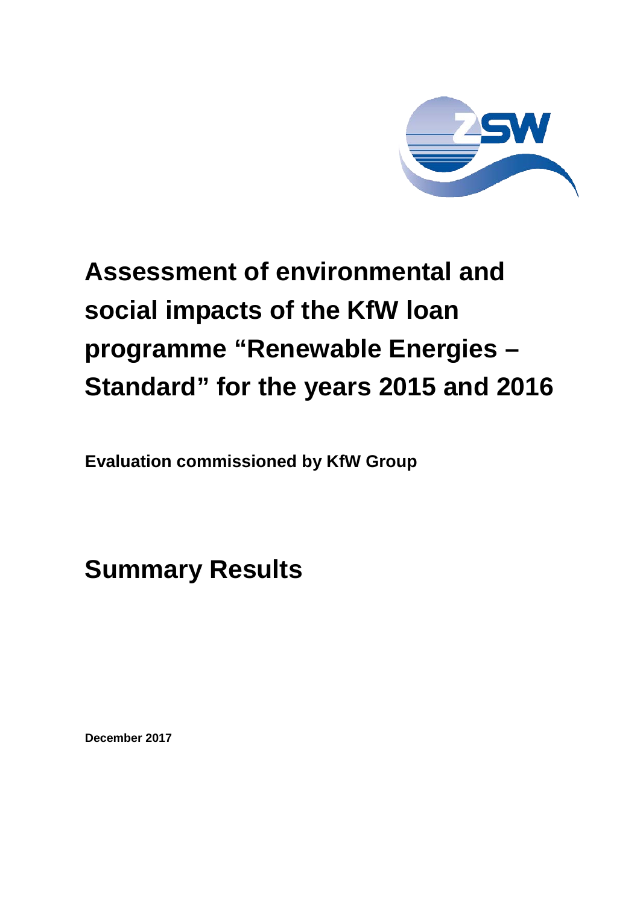# Assessment of environmental and social impacts of the KfW loan programme "Renewable Energies – Standard" for the years 2015 and 2016

**Evaluation commissioned by KfW Group**

## Summary Results

**December 2017**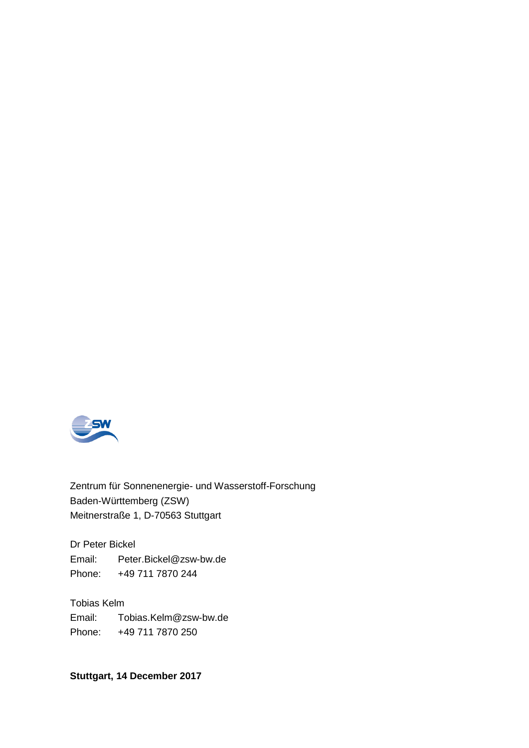Zentrum für Sonnenenergie- und Wasserstoff-Forschung
Baden-Württemberg (ZSW)
Meitnerstraße 1, D-70563 Stuttgart

Dr Peter Bickel
Email: Peter.Bickel@zsw-bw.de
Phone: +49 711 7870 244

Tobias Kelm
Email: Tobias.Kelm@zsw-bw.de
Phone: +49 711 7870 250

**Stuttgart, 14 December 2017**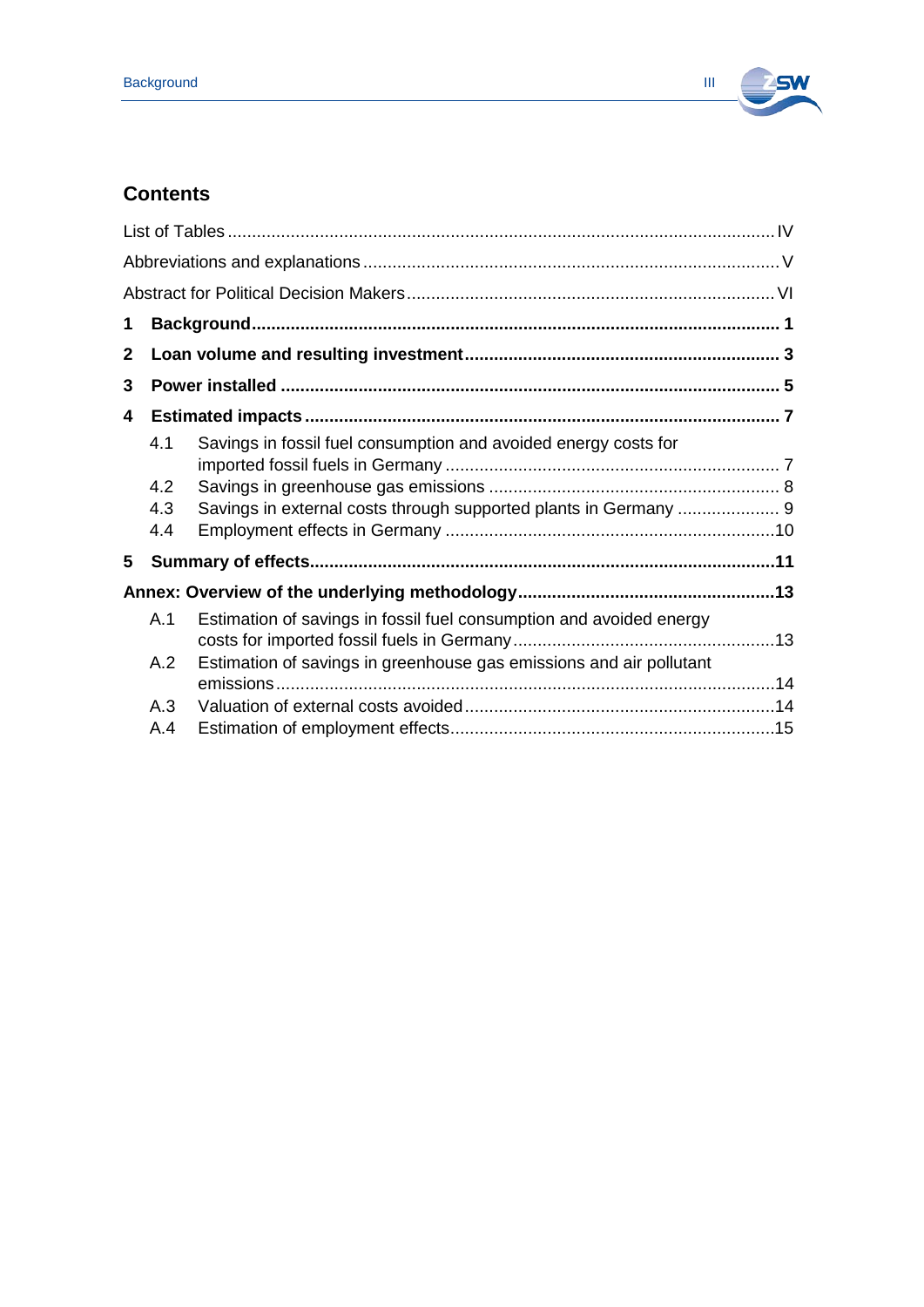## Contents

List of Tables ..... IV

Abbreviations and explanations ..... V

Abstract for Political Decision Makers ..... VI

**1 Background ..... 1**

**2 Loan volume and resulting investment ..... 3**

**3 Power installed ..... 5**

**4 Estimated impacts ..... 7**

- 4.1 Savings in fossil fuel consumption and avoided energy costs for imported fossil fuels in Germany ..... 7
- 4.2 Savings in greenhouse gas emissions ..... 8
- 4.3 Savings in external costs through supported plants in Germany ..... 9
- 4.4 Employment effects in Germany ..... 10

**5 Summary of effects ..... 11**

**Annex: Overview of the underlying methodology ..... 13**

- A.1 Estimation of savings in fossil fuel consumption and avoided energy costs for imported fossil fuels in Germany ..... 13
- A.2 Estimation of savings in greenhouse gas emissions and air pollutant emissions ..... 14
- A.3 Valuation of external costs avoided ..... 14
- A.4 Estimation of employment effects ..... 15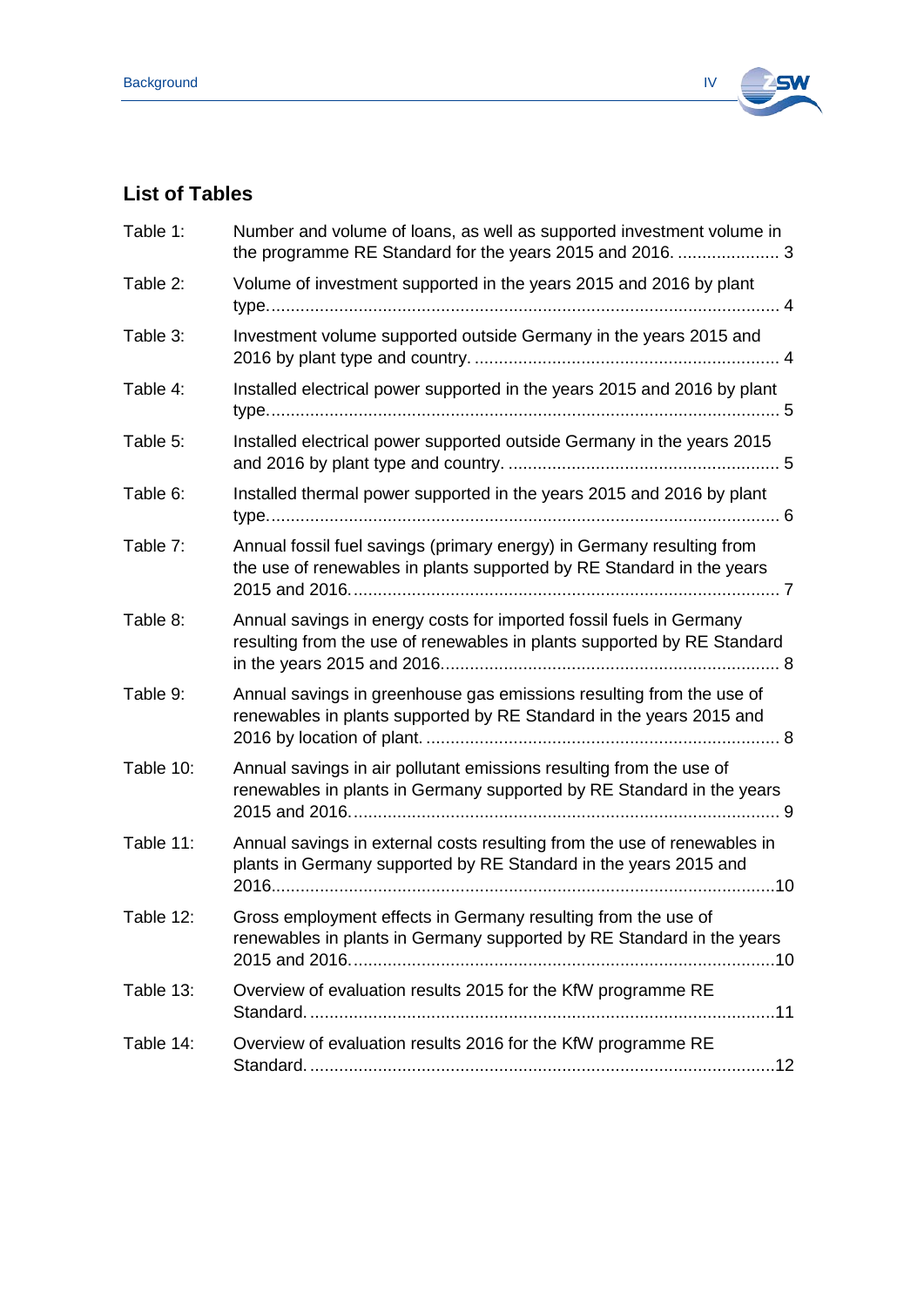## List of Tables

Table 1: Number and volume of loans, as well as supported investment volume in the programme RE Standard for the years 2015 and 2016. .................... 3

Table 2: Volume of investment supported in the years 2015 and 2016 by plant type.......................................................................................................... 4

Table 3: Investment volume supported outside Germany in the years 2015 and 2016 by plant type and country. ............................................................... 4

Table 4: Installed electrical power supported in the years 2015 and 2016 by plant type.......................................................................................................... 5

Table 5: Installed electrical power supported outside Germany in the years 2015 and 2016 by plant type and country. ........................................................ 5

Table 6: Installed thermal power supported in the years 2015 and 2016 by plant type.......................................................................................................... 6

Table 7: Annual fossil fuel savings (primary energy) in Germany resulting from the use of renewables in plants supported by RE Standard in the years 2015 and 2016........................................................................................ 7

Table 8: Annual savings in energy costs for imported fossil fuels in Germany resulting from the use of renewables in plants supported by RE Standard in the years 2015 and 2016..................................................................... 8

Table 9: Annual savings in greenhouse gas emissions resulting from the use of renewables in plants supported by RE Standard in the years 2015 and 2016 by location of plant. ......................................................................... 8

Table 10: Annual savings in air pollutant emissions resulting from the use of renewables in plants in Germany supported by RE Standard in the years 2015 and 2016........................................................................................ 9

Table 11: Annual savings in external costs resulting from the use of renewables in plants in Germany supported by RE Standard in the years 2015 and 2016.........................................................................................................10

Table 12: Gross employment effects in Germany resulting from the use of renewables in plants in Germany supported by RE Standard in the years 2015 and 2016.......................................................................................10

Table 13: Overview of evaluation results 2015 for the KfW programme RE Standard. ................................................................................................11

Table 14: Overview of evaluation results 2016 for the KfW programme RE Standard. ................................................................................................12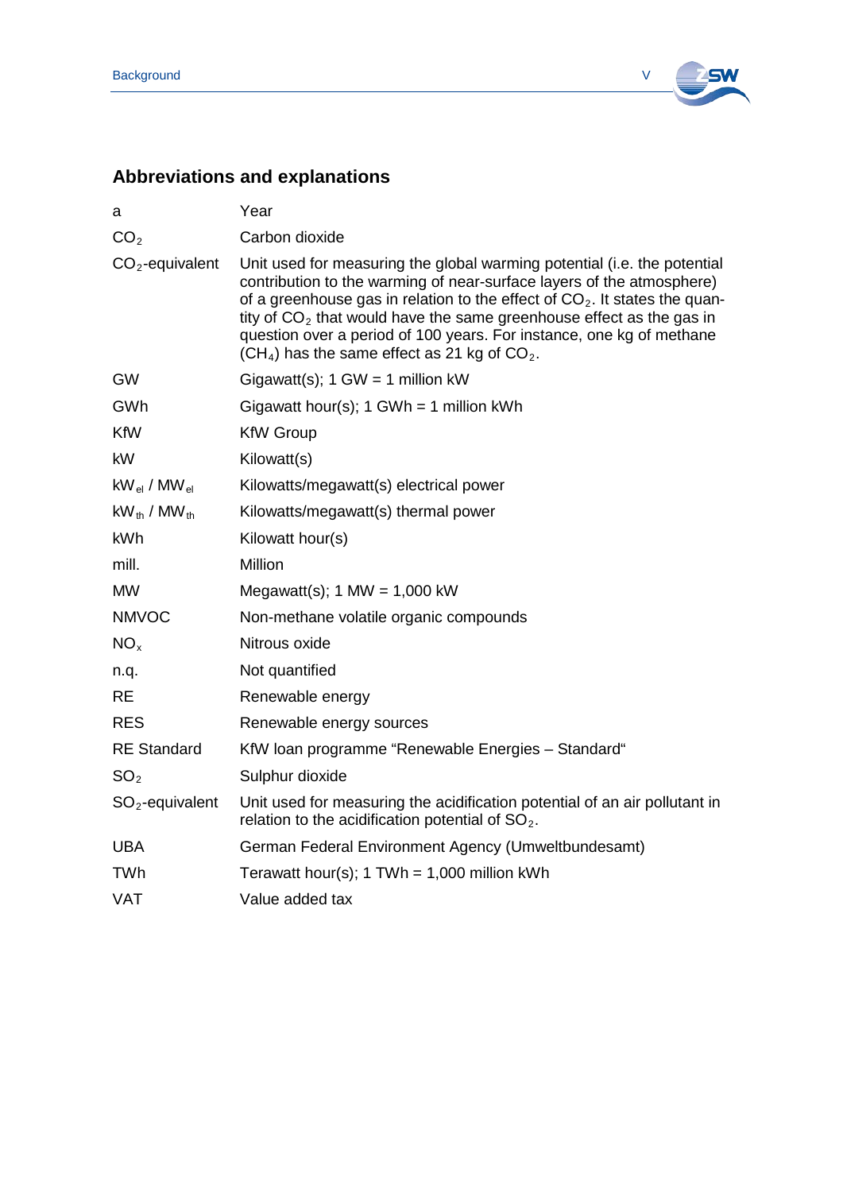## Abbreviations and explanations

| | |
|---|---|
| a | Year |
| $CO_2$ | Carbon dioxide |
| $CO_2$-equivalent | Unit used for measuring the global warming potential (i.e. the potential contribution to the warming of near-surface layers of the atmosphere) of a greenhouse gas in relation to the effect of $CO_2$. It states the quantity of $CO_2$ that would have the same greenhouse effect as the gas in question over a period of 100 years. For instance, one kg of methane ($CH_4$) has the same effect as 21 kg of $CO_2$. |
| GW | Gigawatt(s); 1 GW = 1 million kW |
| GWh | Gigawatt hour(s); 1 GWh = 1 million kWh |
| KfW | KfW Group |
| kW | Kilowatt(s) |
| $kW_{el}$ / $MW_{el}$ | Kilowatts/megawatt(s) electrical power |
| $kW_{th}$ / $MW_{th}$ | Kilowatts/megawatt(s) thermal power |
| kWh | Kilowatt hour(s) |
| mill. | Million |
| MW | Megawatt(s); 1 MW = 1,000 kW |
| NMVOC | Non-methane volatile organic compounds |
| $NO_x$ | Nitrous oxide |
| n.q. | Not quantified |
| RE | Renewable energy |
| RES | Renewable energy sources |
| RE Standard | KfW loan programme "Renewable Energies – Standard" |
| $SO_2$ | Sulphur dioxide |
| $SO_2$-equivalent | Unit used for measuring the acidification potential of an air pollutant in relation to the acidification potential of $SO_2$. |
| UBA | German Federal Environment Agency (Umweltbundesamt) |
| TWh | Terawatt hour(s); 1 TWh = 1,000 million kWh |
| VAT | Value added tax |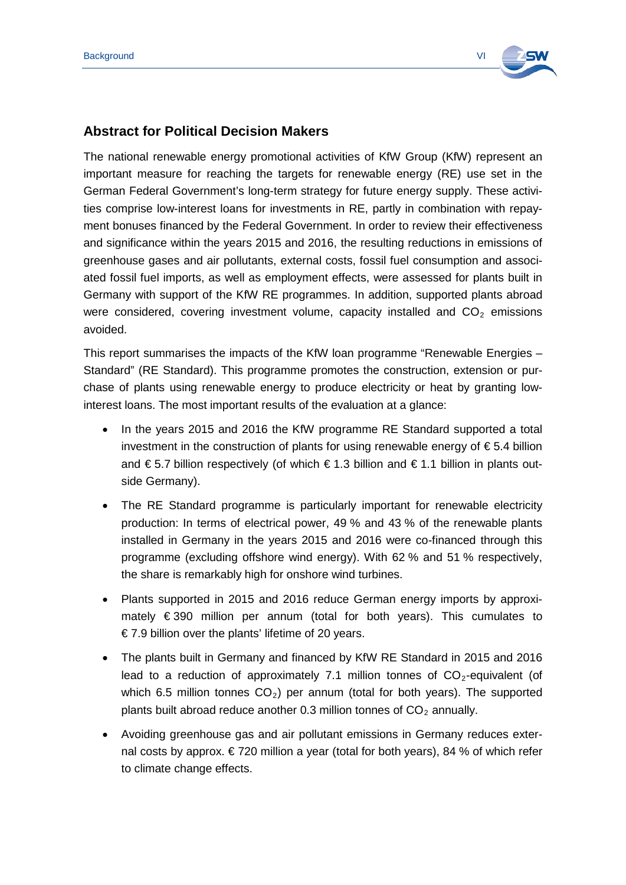## Abstract for Political Decision Makers

The national renewable energy promotional activities of KfW Group (KfW) represent an important measure for reaching the targets for renewable energy (RE) use set in the German Federal Government's long-term strategy for future energy supply. These activities comprise low-interest loans for investments in RE, partly in combination with repayment bonuses financed by the Federal Government. In order to review their effectiveness and significance within the years 2015 and 2016, the resulting reductions in emissions of greenhouse gases and air pollutants, external costs, fossil fuel consumption and associated fossil fuel imports, as well as employment effects, were assessed for plants built in Germany with support of the KfW RE programmes. In addition, supported plants abroad were considered, covering investment volume, capacity installed and $CO_2$ emissions avoided.

This report summarises the impacts of the KfW loan programme "Renewable Energies – Standard" (RE Standard). This programme promotes the construction, extension or purchase of plants using renewable energy to produce electricity or heat by granting low-interest loans. The most important results of the evaluation at a glance:

- In the years 2015 and 2016 the KfW programme RE Standard supported a total investment in the construction of plants for using renewable energy of € 5.4 billion and € 5.7 billion respectively (of which € 1.3 billion and € 1.1 billion in plants outside Germany).
- The RE Standard programme is particularly important for renewable electricity production: In terms of electrical power, 49 % and 43 % of the renewable plants installed in Germany in the years 2015 and 2016 were co-financed through this programme (excluding offshore wind energy). With 62 % and 51 % respectively, the share is remarkably high for onshore wind turbines.
- Plants supported in 2015 and 2016 reduce German energy imports by approximately € 390 million per annum (total for both years). This cumulates to € 7.9 billion over the plants' lifetime of 20 years.
- The plants built in Germany and financed by KfW RE Standard in 2015 and 2016 lead to a reduction of approximately 7.1 million tonnes of $CO_2$-equivalent (of which 6.5 million tonnes $CO_2$) per annum (total for both years). The supported plants built abroad reduce another 0.3 million tonnes of $CO_2$ annually.
- Avoiding greenhouse gas and air pollutant emissions in Germany reduces external costs by approx. € 720 million a year (total for both years), 84 % of which refer to climate change effects.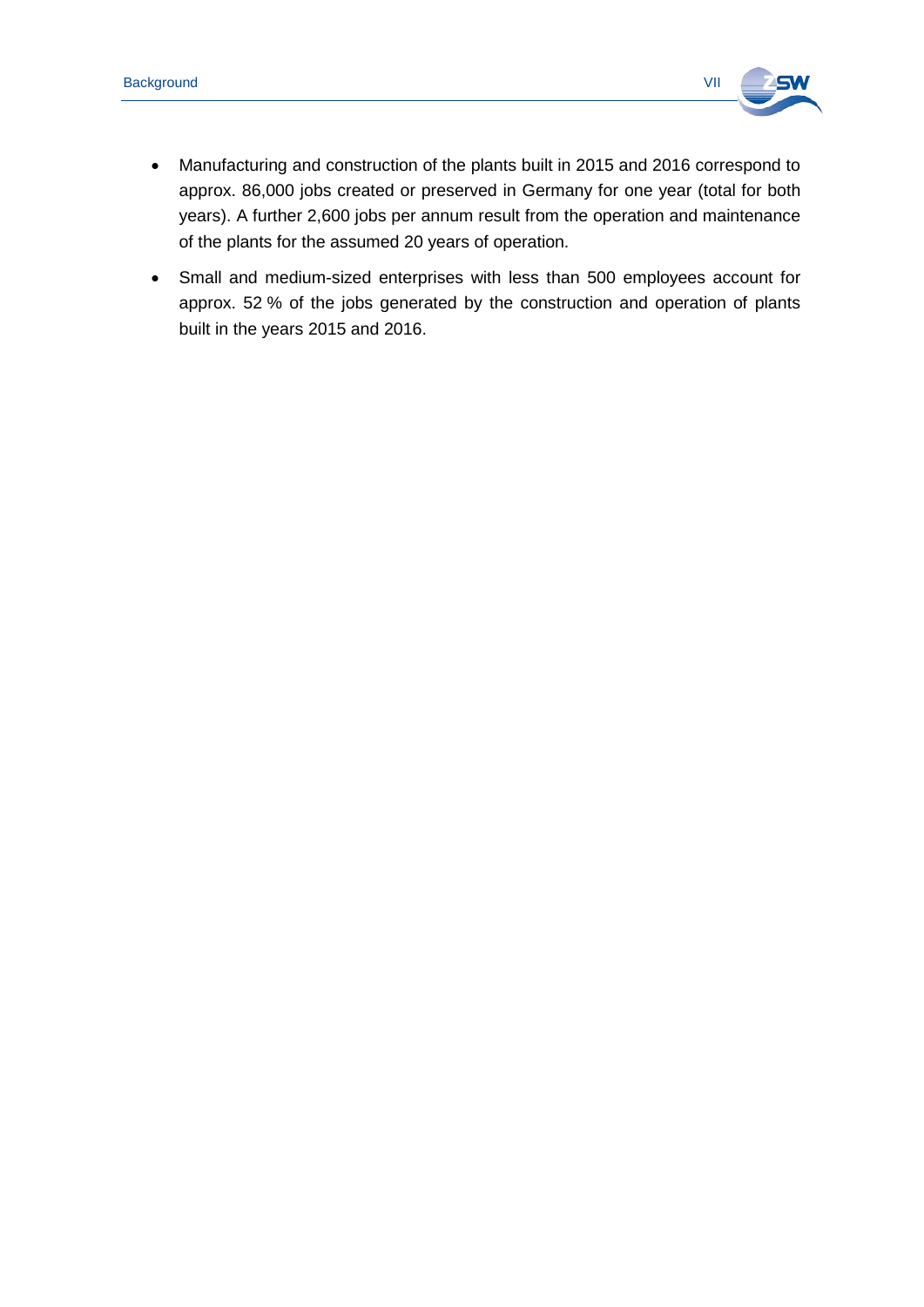- Manufacturing and construction of the plants built in 2015 and 2016 correspond to approx. 86,000 jobs created or preserved in Germany for one year (total for both years). A further 2,600 jobs per annum result from the operation and maintenance of the plants for the assumed 20 years of operation.
- Small and medium-sized enterprises with less than 500 employees account for approx. 52 % of the jobs generated by the construction and operation of plants built in the years 2015 and 2016.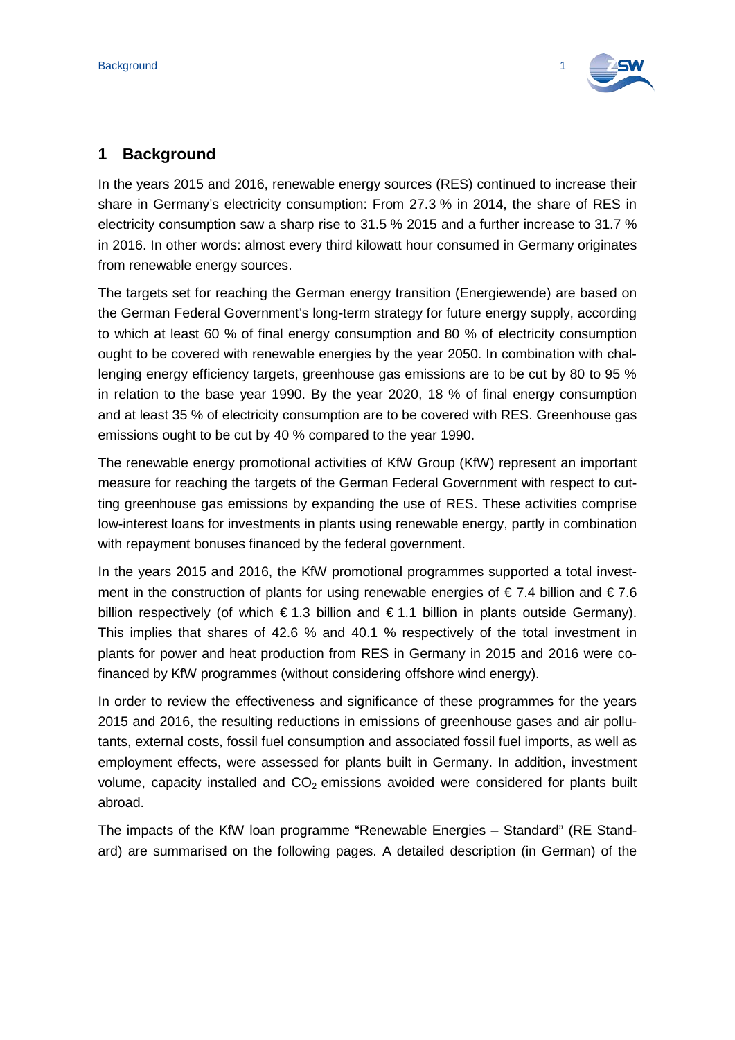# 1 Background

In the years 2015 and 2016, renewable energy sources (RES) continued to increase their share in Germany's electricity consumption: From 27.3 % in 2014, the share of RES in electricity consumption saw a sharp rise to 31.5 % 2015 and a further increase to 31.7 % in 2016. In other words: almost every third kilowatt hour consumed in Germany originates from renewable energy sources.

The targets set for reaching the German energy transition (Energiewende) are based on the German Federal Government's long-term strategy for future energy supply, according to which at least 60 % of final energy consumption and 80 % of electricity consumption ought to be covered with renewable energies by the year 2050. In combination with challenging energy efficiency targets, greenhouse gas emissions are to be cut by 80 to 95 % in relation to the base year 1990. By the year 2020, 18 % of final energy consumption and at least 35 % of electricity consumption are to be covered with RES. Greenhouse gas emissions ought to be cut by 40 % compared to the year 1990.

The renewable energy promotional activities of KfW Group (KfW) represent an important measure for reaching the targets of the German Federal Government with respect to cutting greenhouse gas emissions by expanding the use of RES. These activities comprise low-interest loans for investments in plants using renewable energy, partly in combination with repayment bonuses financed by the federal government.

In the years 2015 and 2016, the KfW promotional programmes supported a total investment in the construction of plants for using renewable energies of € 7.4 billion and € 7.6 billion respectively (of which € 1.3 billion and € 1.1 billion in plants outside Germany). This implies that shares of 42.6 % and 40.1 % respectively of the total investment in plants for power and heat production from RES in Germany in 2015 and 2016 were co-financed by KfW programmes (without considering offshore wind energy).

In order to review the effectiveness and significance of these programmes for the years 2015 and 2016, the resulting reductions in emissions of greenhouse gases and air pollutants, external costs, fossil fuel consumption and associated fossil fuel imports, as well as employment effects, were assessed for plants built in Germany. In addition, investment volume, capacity installed and $CO_2$ emissions avoided were considered for plants built abroad.

The impacts of the KfW loan programme "Renewable Energies – Standard" (RE Standard) are summarised on the following pages. A detailed description (in German) of the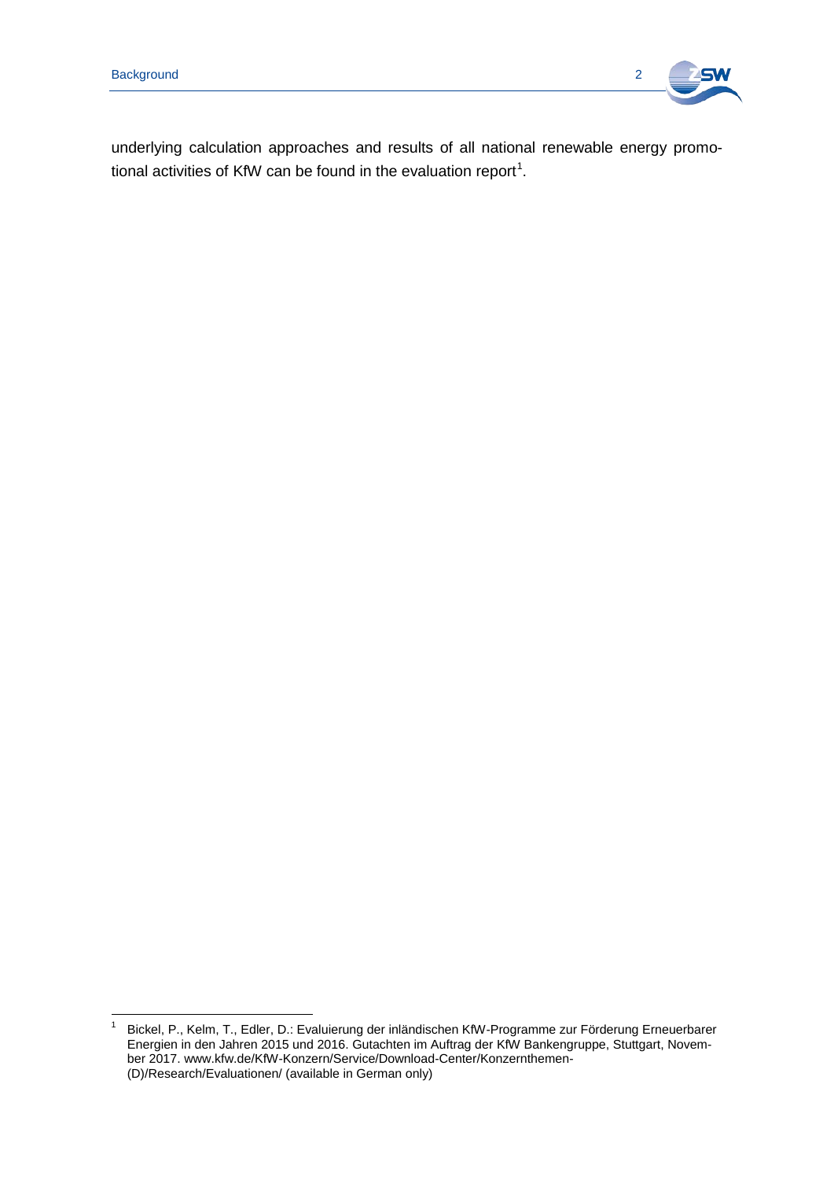underlying calculation approaches and results of all national renewable energy promotional activities of KfW can be found in the evaluation report[1].

[1] Bickel, P., Kelm, T., Edler, D.: Evaluierung der inländischen KfW-Programme zur Förderung Erneuerbarer Energien in den Jahren 2015 und 2016. Gutachten im Auftrag der KfW Bankengruppe, Stuttgart, November 2017. www.kfw.de/KfW-Konzern/Service/Download-Center/Konzernthemen-(D)/Research/Evaluationen/ (available in German only)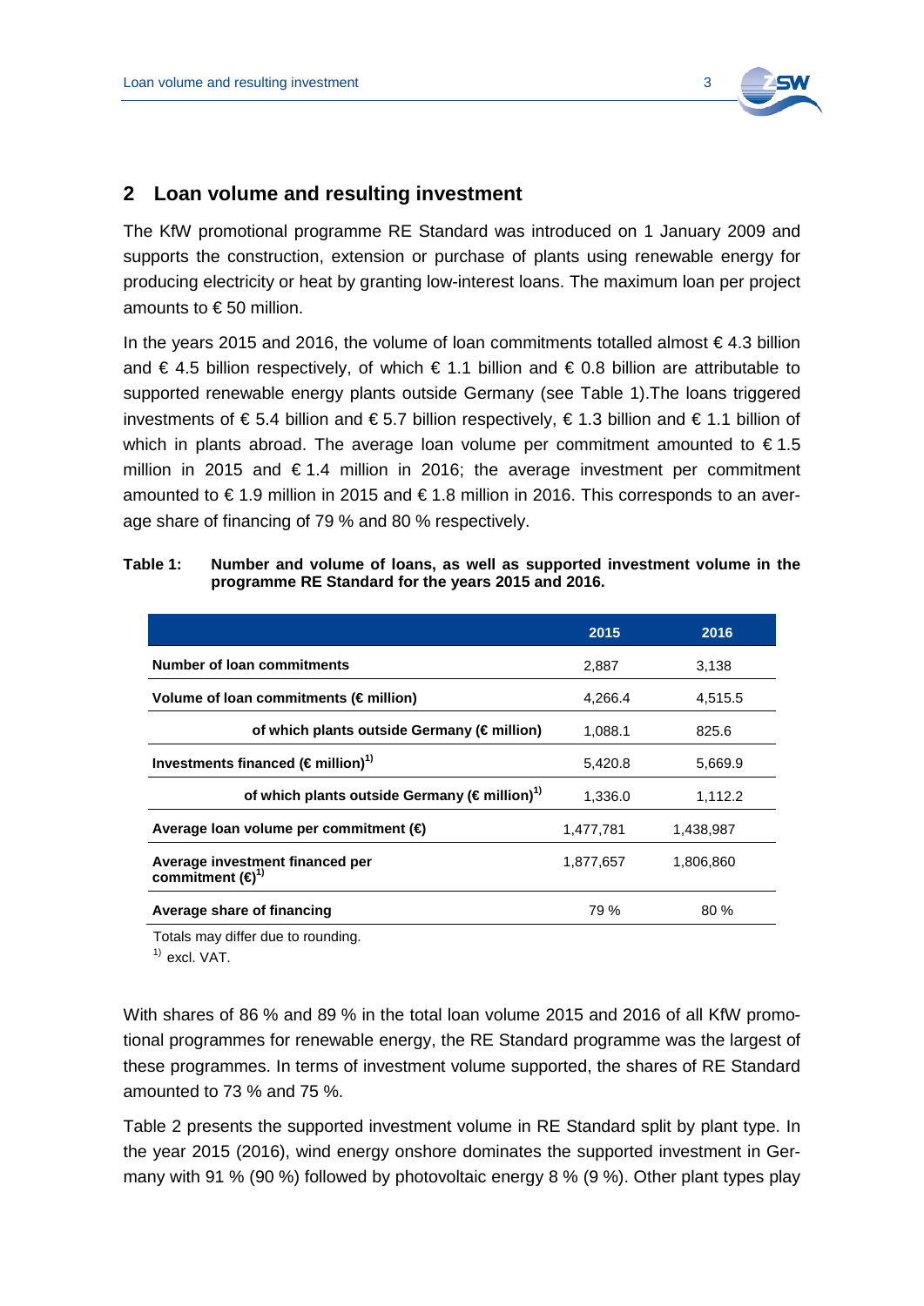## 2 Loan volume and resulting investment

The KfW promotional programme RE Standard was introduced on 1 January 2009 and supports the construction, extension or purchase of plants using renewable energy for producing electricity or heat by granting low-interest loans. The maximum loan per project amounts to € 50 million.

In the years 2015 and 2016, the volume of loan commitments totalled almost € 4.3 billion and € 4.5 billion respectively, of which € 1.1 billion and € 0.8 billion are attributable to supported renewable energy plants outside Germany (see Table 1).The loans triggered investments of € 5.4 billion and € 5.7 billion respectively, € 1.3 billion and € 1.1 billion of which in plants abroad. The average loan volume per commitment amounted to € 1.5 million in 2015 and € 1.4 million in 2016; the average investment per commitment amounted to € 1.9 million in 2015 and € 1.8 million in 2016. This corresponds to an average share of financing of 79 % and 80 % respectively.

**Table 1: Number and volume of loans, as well as supported investment volume in the programme RE Standard for the years 2015 and 2016.**

| | 2015 | 2016 |
|---|---|---|
| **Number of loan commitments** | 2,887 | 3,138 |
| **Volume of loan commitments (€ million)** | 4,266.4 | 4,515.5 |
| **of which plants outside Germany (€ million)** | 1,088.1 | 825.6 |
| **Investments financed (€ million)[1)]** | 5,420.8 | 5,669.9 |
| **of which plants outside Germany (€ million)[1)]** | 1,336.0 | 1,112.2 |
| **Average loan volume per commitment (€)** | 1,477,781 | 1,438,987 |
| **Average investment financed per commitment (€)[1)]** | 1,877,657 | 1,806,860 |
| **Average share of financing** | 79 % | 80 % |

Totals may differ due to rounding.

[1)] excl. VAT.

With shares of 86 % and 89 % in the total loan volume 2015 and 2016 of all KfW promotional programmes for renewable energy, the RE Standard programme was the largest of these programmes. In terms of investment volume supported, the shares of RE Standard amounted to 73 % and 75 %.

Table 2 presents the supported investment volume in RE Standard split by plant type. In the year 2015 (2016), wind energy onshore dominates the supported investment in Germany with 91 % (90 %) followed by photovoltaic energy 8 % (9 %). Other plant types play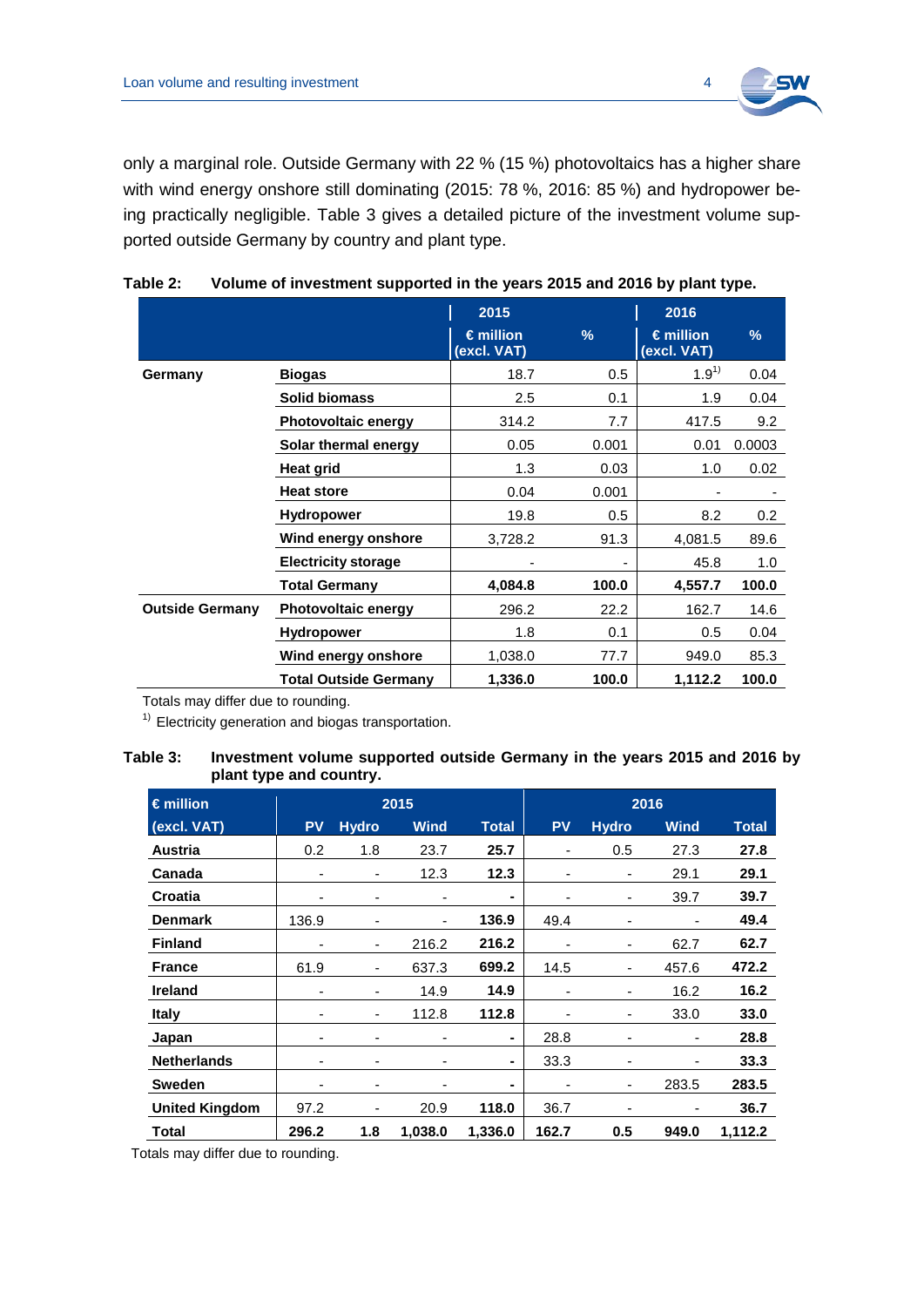only a marginal role. Outside Germany with 22 % (15 %) photovoltaics has a higher share with wind energy onshore still dominating (2015: 78 %, 2016: 85 %) and hydropower being practically negligible. Table 3 gives a detailed picture of the investment volume supported outside Germany by country and plant type.

**Table 2: Volume of investment supported in the years 2015 and 2016 by plant type.**

| | | 2015 | | 2016 | |
|---|---|---|---|---|---|
| | | € million (excl. VAT) | % | € million (excl. VAT) | % |
| **Germany** | **Biogas** | 18.7 | 0.5 | 1.9[1] | 0.04 |
| | **Solid biomass** | 2.5 | 0.1 | 1.9 | 0.04 |
| | **Photovoltaic energy** | 314.2 | 7.7 | 417.5 | 9.2 |
| | **Solar thermal energy** | 0.05 | 0.001 | 0.01 | 0.0003 |
| | **Heat grid** | 1.3 | 0.03 | 1.0 | 0.02 |
| | **Heat store** | 0.04 | 0.001 | - | - |
| | **Hydropower** | 19.8 | 0.5 | 8.2 | 0.2 |
| | **Wind energy onshore** | 3,728.2 | 91.3 | 4,081.5 | 89.6 |
| | **Electricity storage** | - | - | 45.8 | 1.0 |
| | **Total Germany** | **4,084.8** | **100.0** | **4,557.7** | **100.0** |
| **Outside Germany** | **Photovoltaic energy** | 296.2 | 22.2 | 162.7 | 14.6 |
| | **Hydropower** | 1.8 | 0.1 | 0.5 | 0.04 |
| | **Wind energy onshore** | 1,038.0 | 77.7 | 949.0 | 85.3 |
| | **Total Outside Germany** | **1,336.0** | **100.0** | **1,112.2** | **100.0** |

Totals may differ due to rounding.

[1] Electricity generation and biogas transportation.

**Table 3: Investment volume supported outside Germany in the years 2015 and 2016 by plant type and country.**

| € million | 2015 | | | | 2016 | | | |
|---|---|---|---|---|---|---|---|---|
| (excl. VAT) | PV | Hydro | Wind | Total | PV | Hydro | Wind | Total |
| **Austria** | 0.2 | 1.8 | 23.7 | **25.7** | - | 0.5 | 27.3 | **27.8** |
| **Canada** | - | - | 12.3 | **12.3** | - | - | 29.1 | **29.1** |
| **Croatia** | - | - | - | **-** | - | - | 39.7 | **39.7** |
| **Denmark** | 136.9 | - | - | **136.9** | 49.4 | - | - | **49.4** |
| **Finland** | - | - | 216.2 | **216.2** | - | - | 62.7 | **62.7** |
| **France** | 61.9 | - | 637.3 | **699.2** | 14.5 | - | 457.6 | **472.2** |
| **Ireland** | - | - | 14.9 | **14.9** | - | - | 16.2 | **16.2** |
| **Italy** | - | - | 112.8 | **112.8** | - | - | 33.0 | **33.0** |
| **Japan** | - | - | - | **-** | 28.8 | - | - | **28.8** |
| **Netherlands** | - | - | - | **-** | 33.3 | - | - | **33.3** |
| **Sweden** | - | - | - | **-** | - | - | 283.5 | **283.5** |
| **United Kingdom** | 97.2 | - | 20.9 | **118.0** | 36.7 | - | - | **36.7** |
| **Total** | **296.2** | **1.8** | **1,038.0** | **1,336.0** | **162.7** | **0.5** | **949.0** | **1,112.2** |

Totals may differ due to rounding.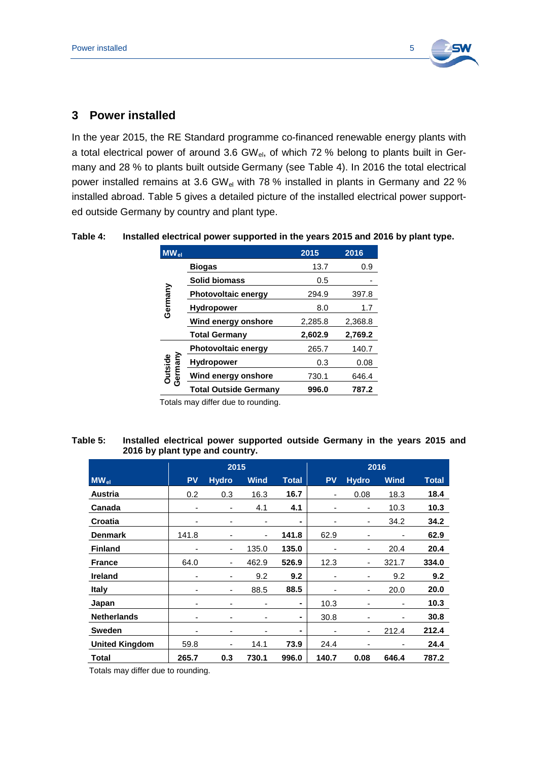## 3 Power installed

In the year 2015, the RE Standard programme co-financed renewable energy plants with a total electrical power of around 3.6 $GW_{el}$, of which 72 % belong to plants built in Germany and 28 % to plants built outside Germany (see Table 4). In 2016 the total electrical power installed remains at 3.6 $GW_{el}$ with 78 % installed in plants in Germany and 22 % installed abroad. Table 5 gives a detailed picture of the installed electrical power supported outside Germany by country and plant type.

**Table 4: Installed electrical power supported in the years 2015 and 2016 by plant type.**

| $MW_{el}$ | | 2015 | 2016 |
|---|---|---|---|
| Germany | **Biogas** | 13.7 | 0.9 |
| | **Solid biomass** | 0.5 | - |
| | **Photovoltaic energy** | 294.9 | 397.8 |
| | **Hydropower** | 8.0 | 1.7 |
| | **Wind energy onshore** | 2,285.8 | 2,368.8 |
| | **Total Germany** | **2,602.9** | **2,769.2** |
| Outside Germany | **Photovoltaic energy** | 265.7 | 140.7 |
| | **Hydropower** | 0.3 | 0.08 |
| | **Wind energy onshore** | 730.1 | 646.4 |
| | **Total Outside Germany** | **996.0** | **787.2** |

Totals may differ due to rounding.

**Table 5: Installed electrical power supported outside Germany in the years 2015 and 2016 by plant type and country.**

| | 2015 | | | | 2016 | | | |
|---|---|---|---|---|---|---|---|---|
| $MW_{el}$ | PV | Hydro | Wind | Total | PV | Hydro | Wind | Total |
| **Austria** | 0.2 | 0.3 | 16.3 | **16.7** | - | 0.08 | 18.3 | **18.4** |
| **Canada** | - | - | 4.1 | **4.1** | - | - | 10.3 | **10.3** |
| **Croatia** | - | - | - | **-** | - | - | 34.2 | **34.2** |
| **Denmark** | 141.8 | - | - | **141.8** | 62.9 | - | - | **62.9** |
| **Finland** | - | - | 135.0 | **135.0** | - | - | 20.4 | **20.4** |
| **France** | 64.0 | - | 462.9 | **526.9** | 12.3 | - | 321.7 | **334.0** |
| **Ireland** | - | - | 9.2 | **9.2** | - | - | 9.2 | **9.2** |
| **Italy** | - | - | 88.5 | **88.5** | - | - | 20.0 | **20.0** |
| **Japan** | - | - | - | **-** | 10.3 | - | - | **10.3** |
| **Netherlands** | - | - | - | **-** | 30.8 | - | - | **30.8** |
| **Sweden** | - | - | - | **-** | - | - | 212.4 | **212.4** |
| **United Kingdom** | 59.8 | - | 14.1 | **73.9** | 24.4 | - | - | **24.4** |
| **Total** | **265.7** | **0.3** | **730.1** | **996.0** | **140.7** | **0.08** | **646.4** | **787.2** |

Totals may differ due to rounding.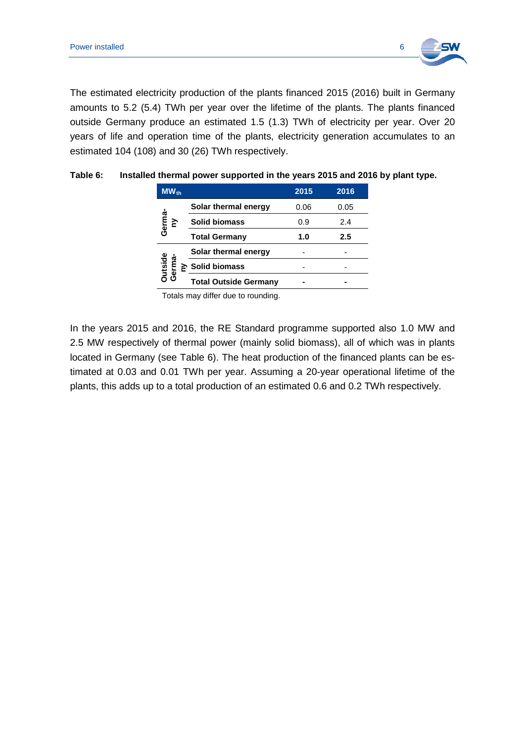The estimated electricity production of the plants financed 2015 (2016) built in Germany amounts to 5.2 (5.4) TWh per year over the lifetime of the plants. The plants financed outside Germany produce an estimated 1.5 (1.3) TWh of electricity per year. Over 20 years of life and operation time of the plants, electricity generation accumulates to an estimated 104 (108) and 30 (26) TWh respectively.

**Table 6: Installed thermal power supported in the years 2015 and 2016 by plant type.**

| $MW_{th}$ | | 2015 | 2016 |
|---|---|---|---|
| Germany | **Solar thermal energy** | 0.06 | 0.05 |
| | **Solid biomass** | 0.9 | 2.4 |
| | **Total Germany** | **1.0** | **2.5** |
| Outside Germany | **Solar thermal energy** | - | - |
| | **Solid biomass** | - | - |
| | **Total Outside Germany** | **-** | **-** |

Totals may differ due to rounding.

In the years 2015 and 2016, the RE Standard programme supported also 1.0 MW and 2.5 MW respectively of thermal power (mainly solid biomass), all of which was in plants located in Germany (see Table 6). The heat production of the financed plants can be estimated at 0.03 and 0.01 TWh per year. Assuming a 20-year operational lifetime of the plants, this adds up to a total production of an estimated 0.6 and 0.2 TWh respectively.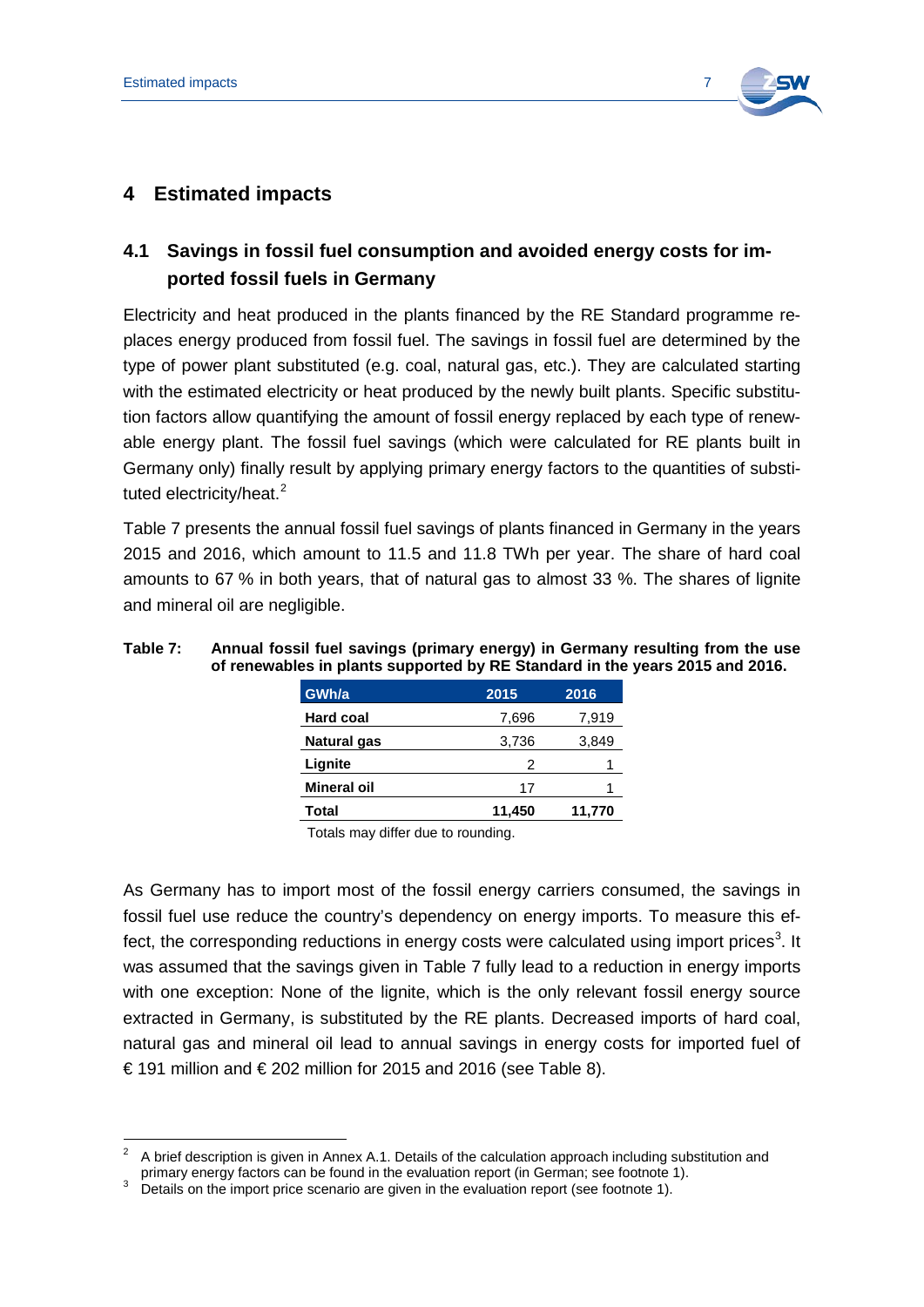## 4 Estimated impacts

### 4.1 Savings in fossil fuel consumption and avoided energy costs for imported fossil fuels in Germany

Electricity and heat produced in the plants financed by the RE Standard programme replaces energy produced from fossil fuel. The savings in fossil fuel are determined by the type of power plant substituted (e.g. coal, natural gas, etc.). They are calculated starting with the estimated electricity or heat produced by the newly built plants. Specific substitution factors allow quantifying the amount of fossil energy replaced by each type of renewable energy plant. The fossil fuel savings (which were calculated for RE plants built in Germany only) finally result by applying primary energy factors to the quantities of substituted electricity/heat.[2]

Table 7 presents the annual fossil fuel savings of plants financed in Germany in the years 2015 and 2016, which amount to 11.5 and 11.8 TWh per year. The share of hard coal amounts to 67 % in both years, that of natural gas to almost 33 %. The shares of lignite and mineral oil are negligible.

**Table 7: Annual fossil fuel savings (primary energy) in Germany resulting from the use of renewables in plants supported by RE Standard in the years 2015 and 2016.**

| GWh/a | 2015 | 2016 |
|---|---|---|
| **Hard coal** | 7,696 | 7,919 |
| **Natural gas** | 3,736 | 3,849 |
| **Lignite** | 2 | 1 |
| **Mineral oil** | 17 | 1 |
| **Total** | **11,450** | **11,770** |

Totals may differ due to rounding.

As Germany has to import most of the fossil energy carriers consumed, the savings in fossil fuel use reduce the country's dependency on energy imports. To measure this effect, the corresponding reductions in energy costs were calculated using import prices[3]. It was assumed that the savings given in Table 7 fully lead to a reduction in energy imports with one exception: None of the lignite, which is the only relevant fossil energy source extracted in Germany, is substituted by the RE plants. Decreased imports of hard coal, natural gas and mineral oil lead to annual savings in energy costs for imported fuel of € 191 million and € 202 million for 2015 and 2016 (see Table 8).

[2] A brief description is given in Annex A.1. Details of the calculation approach including substitution and primary energy factors can be found in the evaluation report (in German; see footnote 1).

[3] Details on the import price scenario are given in the evaluation report (see footnote 1).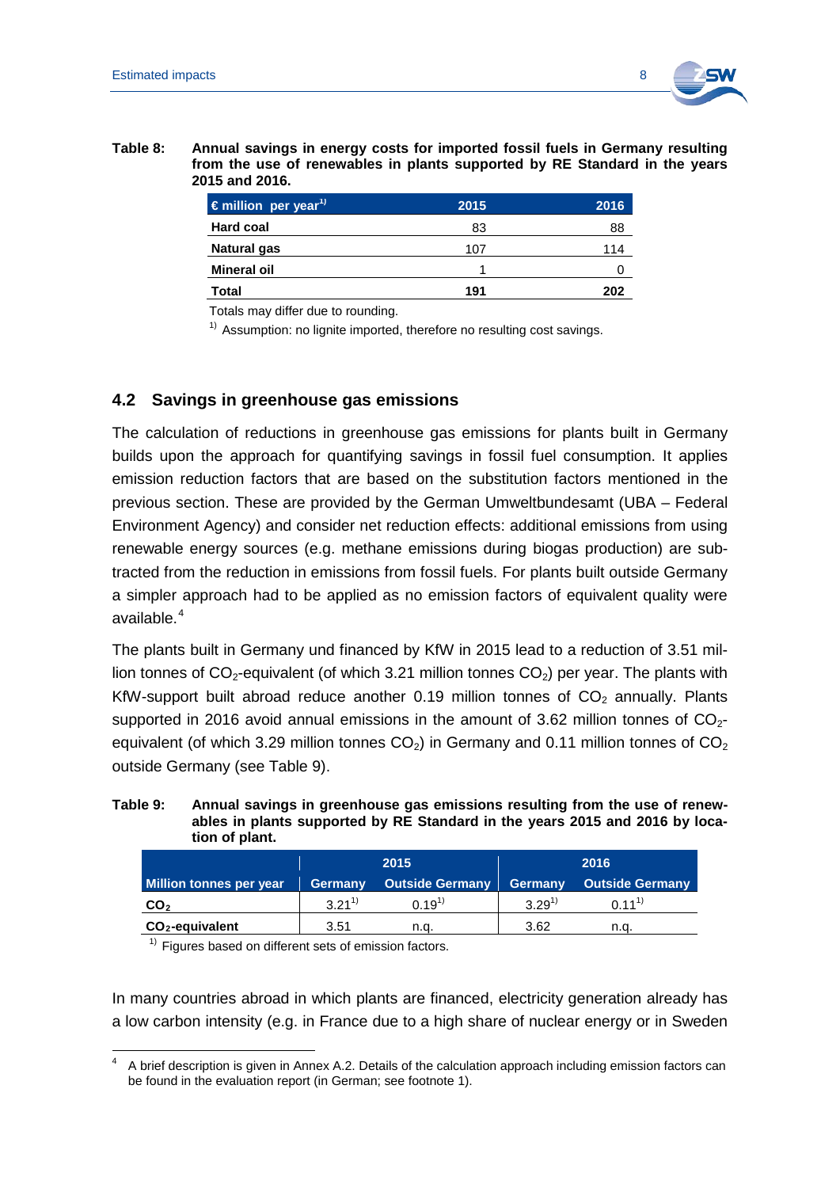**Table 8: Annual savings in energy costs for imported fossil fuels in Germany resulting from the use of renewables in plants supported by RE Standard in the years 2015 and 2016.**

| € million per year[1] | 2015 | 2016 |
|---|---|---|
| **Hard coal** | 83 | 88 |
| **Natural gas** | 107 | 114 |
| **Mineral oil** | 1 | 0 |
| **Total** | **191** | **202** |

Totals may differ due to rounding.

[1] Assumption: no lignite imported, therefore no resulting cost savings.

## 4.2 Savings in greenhouse gas emissions

The calculation of reductions in greenhouse gas emissions for plants built in Germany builds upon the approach for quantifying savings in fossil fuel consumption. It applies emission reduction factors that are based on the substitution factors mentioned in the previous section. These are provided by the German Umweltbundesamt (UBA – Federal Environment Agency) and consider net reduction effects: additional emissions from using renewable energy sources (e.g. methane emissions during biogas production) are subtracted from the reduction in emissions from fossil fuels. For plants built outside Germany a simpler approach had to be applied as no emission factors of equivalent quality were available.[4]

The plants built in Germany und financed by KfW in 2015 lead to a reduction of 3.51 million tonnes of $CO_2$-equivalent (of which 3.21 million tonnes $CO_2$) per year. The plants with KfW-support built abroad reduce another 0.19 million tonnes of $CO_2$ annually. Plants supported in 2016 avoid annual emissions in the amount of 3.62 million tonnes of $CO_2$-equivalent (of which 3.29 million tonnes $CO_2$) in Germany and 0.11 million tonnes of $CO_2$ outside Germany (see Table 9).

**Table 9: Annual savings in greenhouse gas emissions resulting from the use of renewables in plants supported by RE Standard in the years 2015 and 2016 by location of plant.**

| | 2015 | | 2016 | |
|---|---|---|---|---|
| **Million tonnes per year** | **Germany** | **Outside Germany** | **Germany** | **Outside Germany** |
| **$CO_2$** | 3.21[1] | 0.19[1] | 3.29[1] | 0.11[1] |
| **$CO_2$-equivalent** | 3.51 | n.q. | 3.62 | n.q. |

[1] Figures based on different sets of emission factors.

In many countries abroad in which plants are financed, electricity generation already has a low carbon intensity (e.g. in France due to a high share of nuclear energy or in Sweden

[4] A brief description is given in Annex A.2. Details of the calculation approach including emission factors can be found in the evaluation report (in German; see footnote 1).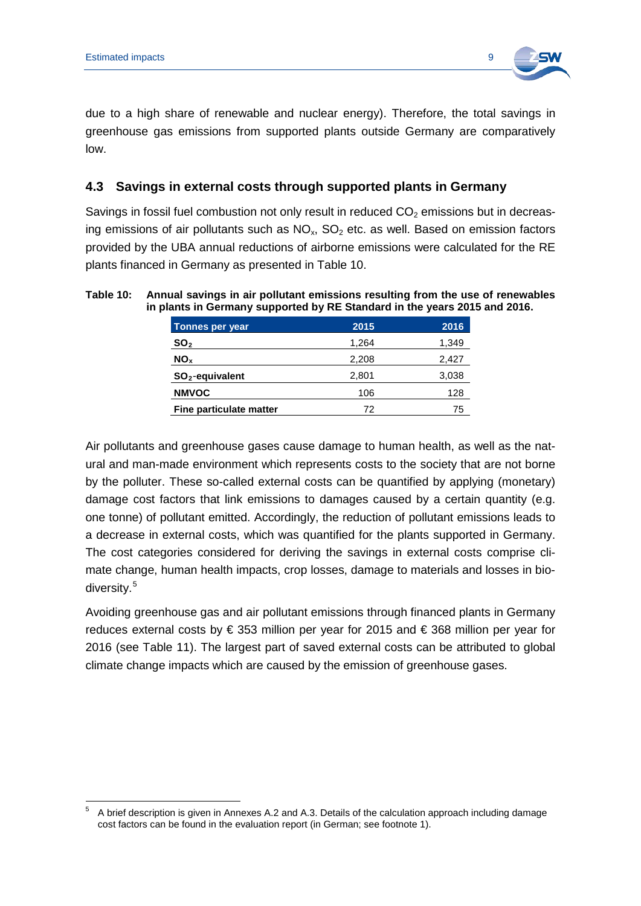due to a high share of renewable and nuclear energy). Therefore, the total savings in greenhouse gas emissions from supported plants outside Germany are comparatively low.

### 4.3 Savings in external costs through supported plants in Germany

Savings in fossil fuel combustion not only result in reduced $CO_2$ emissions but in decreasing emissions of air pollutants such as $NO_x$, $SO_2$ etc. as well. Based on emission factors provided by the UBA annual reductions of airborne emissions were calculated for the RE plants financed in Germany as presented in Table 10.

**Table 10: Annual savings in air pollutant emissions resulting from the use of renewables in plants in Germany supported by RE Standard in the years 2015 and 2016.**

| Tonnes per year | 2015 | 2016 |
|---|---|---|
| **$SO_2$** | 1,264 | 1,349 |
| **$NO_x$** | 2,208 | 2,427 |
| **$SO_2$-equivalent** | 2,801 | 3,038 |
| **NMVOC** | 106 | 128 |
| **Fine particulate matter** | 72 | 75 |

Air pollutants and greenhouse gases cause damage to human health, as well as the natural and man-made environment which represents costs to the society that are not borne by the polluter. These so-called external costs can be quantified by applying (monetary) damage cost factors that link emissions to damages caused by a certain quantity (e.g. one tonne) of pollutant emitted. Accordingly, the reduction of pollutant emissions leads to a decrease in external costs, which was quantified for the plants supported in Germany. The cost categories considered for deriving the savings in external costs comprise climate change, human health impacts, crop losses, damage to materials and losses in biodiversity.[5]

Avoiding greenhouse gas and air pollutant emissions through financed plants in Germany reduces external costs by € 353 million per year for 2015 and € 368 million per year for 2016 (see Table 11). The largest part of saved external costs can be attributed to global climate change impacts which are caused by the emission of greenhouse gases.

[5] A brief description is given in Annexes A.2 and A.3. Details of the calculation approach including damage cost factors can be found in the evaluation report (in German; see footnote 1).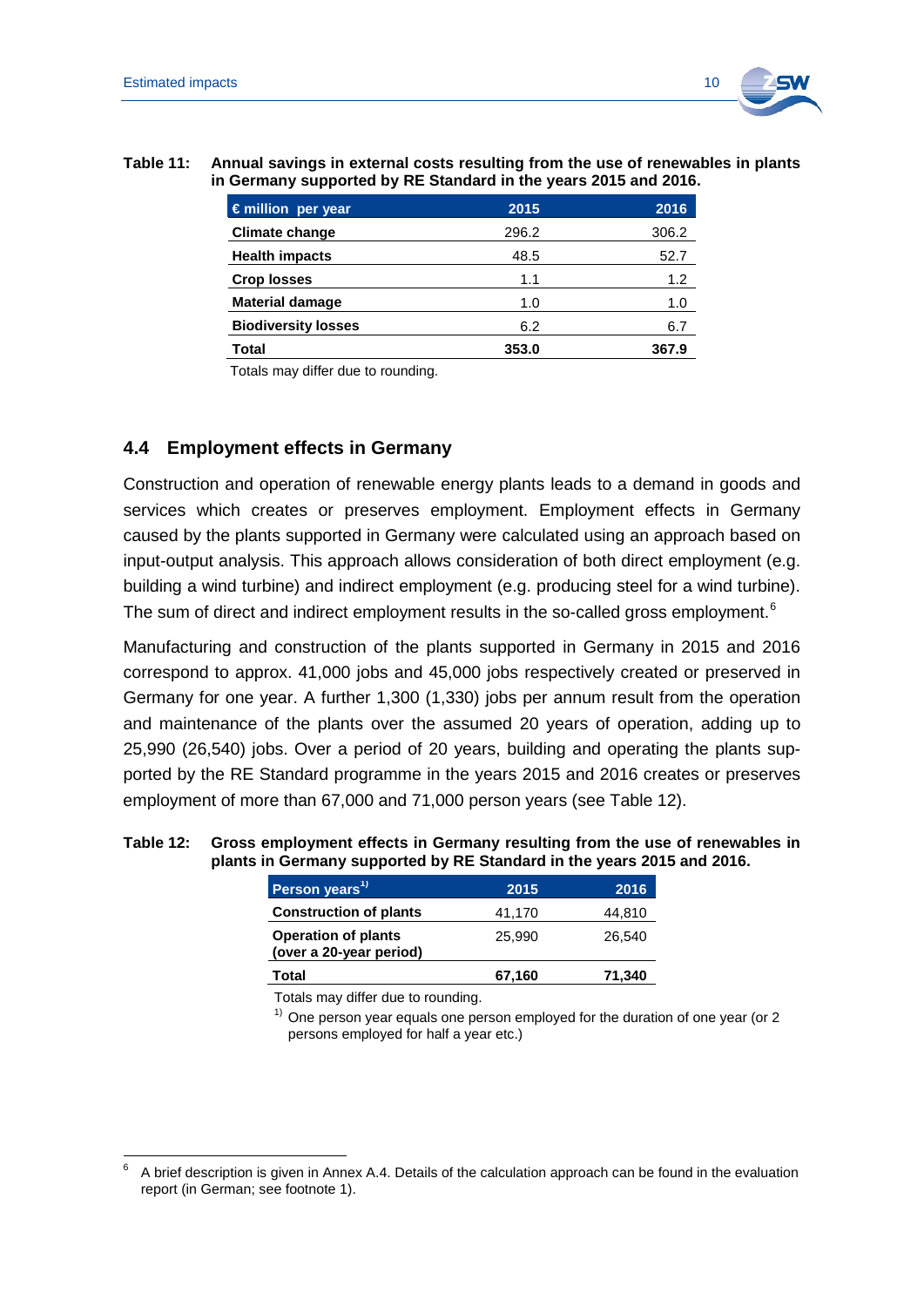**Table 11: Annual savings in external costs resulting from the use of renewables in plants in Germany supported by RE Standard in the years 2015 and 2016.**

| € million per year | 2015 | 2016 |
|---|---|---|
| **Climate change** | 296.2 | 306.2 |
| **Health impacts** | 48.5 | 52.7 |
| **Crop losses** | 1.1 | 1.2 |
| **Material damage** | 1.0 | 1.0 |
| **Biodiversity losses** | 6.2 | 6.7 |
| **Total** | **353.0** | **367.9** |

Totals may differ due to rounding.

## 4.4 Employment effects in Germany

Construction and operation of renewable energy plants leads to a demand in goods and services which creates or preserves employment. Employment effects in Germany caused by the plants supported in Germany were calculated using an approach based on input-output analysis. This approach allows consideration of both direct employment (e.g. building a wind turbine) and indirect employment (e.g. producing steel for a wind turbine). The sum of direct and indirect employment results in the so-called gross employment.[6]

Manufacturing and construction of the plants supported in Germany in 2015 and 2016 correspond to approx. 41,000 jobs and 45,000 jobs respectively created or preserved in Germany for one year. A further 1,300 (1,330) jobs per annum result from the operation and maintenance of the plants over the assumed 20 years of operation, adding up to 25,990 (26,540) jobs. Over a period of 20 years, building and operating the plants supported by the RE Standard programme in the years 2015 and 2016 creates or preserves employment of more than 67,000 and 71,000 person years (see Table 12).

**Table 12: Gross employment effects in Germany resulting from the use of renewables in plants in Germany supported by RE Standard in the years 2015 and 2016.**

| Person years[1)] | 2015 | 2016 |
|---|---|---|
| **Construction of plants** | 41,170 | 44,810 |
| **Operation of plants (over a 20-year period)** | 25,990 | 26,540 |
| **Total** | **67,160** | **71,340** |

Totals may differ due to rounding.

[1)] One person year equals one person employed for the duration of one year (or 2 persons employed for half a year etc.)

[6] A brief description is given in Annex A.4. Details of the calculation approach can be found in the evaluation report (in German; see footnote 1).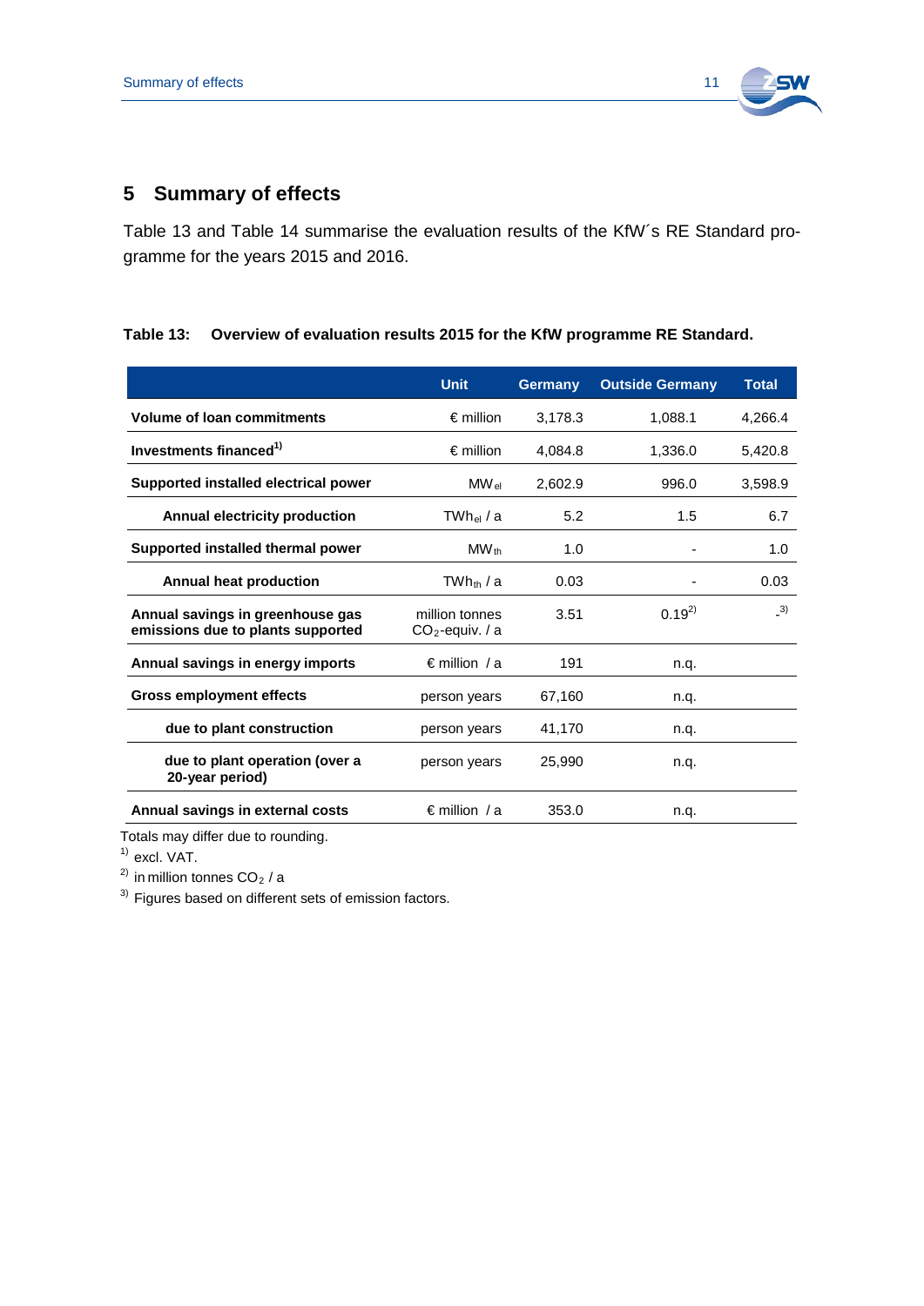## 5 Summary of effects

Table 13 and Table 14 summarise the evaluation results of the KfW´s RE Standard programme for the years 2015 and 2016.

**Table 13: Overview of evaluation results 2015 for the KfW programme RE Standard.**

| | Unit | Germany | Outside Germany | Total |
|---|---|---|---|---|
| **Volume of loan commitments** | € million | 3,178.3 | 1,088.1 | 4,266.4 |
| **Investments financed**[1] | € million | 4,084.8 | 1,336.0 | 5,420.8 |
| **Supported installed electrical power** | $MW_{el}$ | 2,602.9 | 996.0 | 3,598.9 |
| **Annual electricity production** | $TWh_{el}$ / a | 5.2 | 1.5 | 6.7 |
| **Supported installed thermal power** | $MW_{th}$ | 1.0 | - | 1.0 |
| **Annual heat production** | $TWh_{th}$ / a | 0.03 | - | 0.03 |
| **Annual savings in greenhouse gas emissions due to plants supported** | million tonnes $CO_2$-equiv. / a | 3.51 | 0.19[2] | -[3] |
| **Annual savings in energy imports** | € million / a | 191 | n.q. | |
| **Gross employment effects** | person years | 67,160 | n.q. | |
| **due to plant construction** | person years | 41,170 | n.q. | |
| **due to plant operation (over a 20-year period)** | person years | 25,990 | n.q. | |
| **Annual savings in external costs** | € million / a | 353.0 | n.q. | |

Totals may differ due to rounding.

[1] excl. VAT.

[2] in million tonnes $CO_2$ / a

[3] Figures based on different sets of emission factors.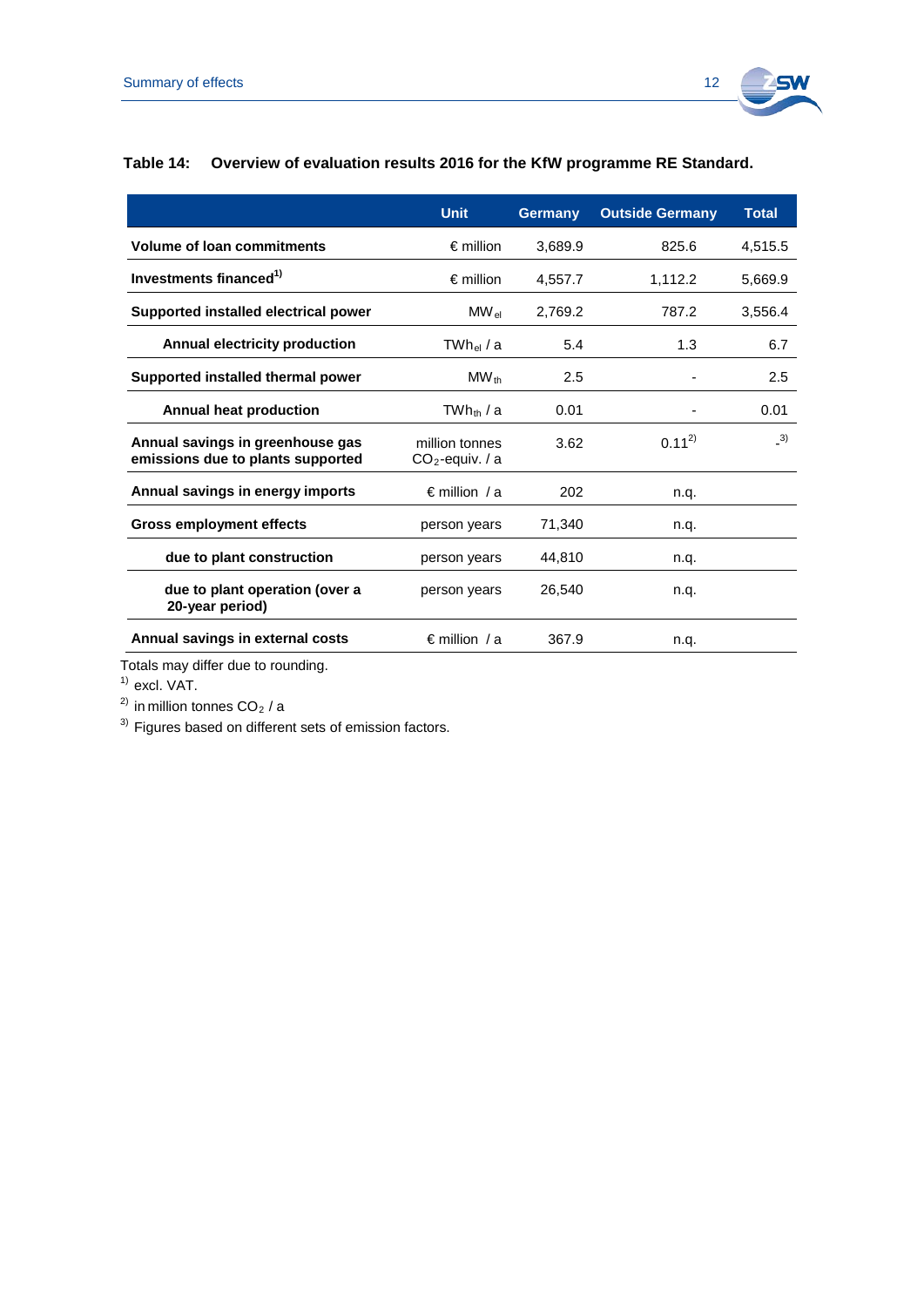**Table 14: Overview of evaluation results 2016 for the KfW programme RE Standard.**

| | Unit | Germany | Outside Germany | Total |
|---|---|---|---|---|
| **Volume of loan commitments** | € million | 3,689.9 | 825.6 | 4,515.5 |
| **Investments financed**[1)] | € million | 4,557.7 | 1,112.2 | 5,669.9 |
| **Supported installed electrical power** | $MW_{el}$ | 2,769.2 | 787.2 | 3,556.4 |
| **Annual electricity production** | $TWh_{el}$ / a | 5.4 | 1.3 | 6.7 |
| **Supported installed thermal power** | $MW_{th}$ | 2.5 | - | 2.5 |
| **Annual heat production** | $TWh_{th}$ / a | 0.01 | - | 0.01 |
| **Annual savings in greenhouse gas emissions due to plants supported** | million tonnes $CO_2$-equiv. / a | 3.62 | 0.11[2)] | -[3)] |
| **Annual savings in energy imports** | € million / a | 202 | n.q. | |
| **Gross employment effects** | person years | 71,340 | n.q. | |
| **due to plant construction** | person years | 44,810 | n.q. | |
| **due to plant operation (over a 20-year period)** | person years | 26,540 | n.q. | |
| **Annual savings in external costs** | € million / a | 367.9 | n.q. | |

Totals may differ due to rounding.

1) excl. VAT.

2) in million tonnes $CO_2$ / a

3) Figures based on different sets of emission factors.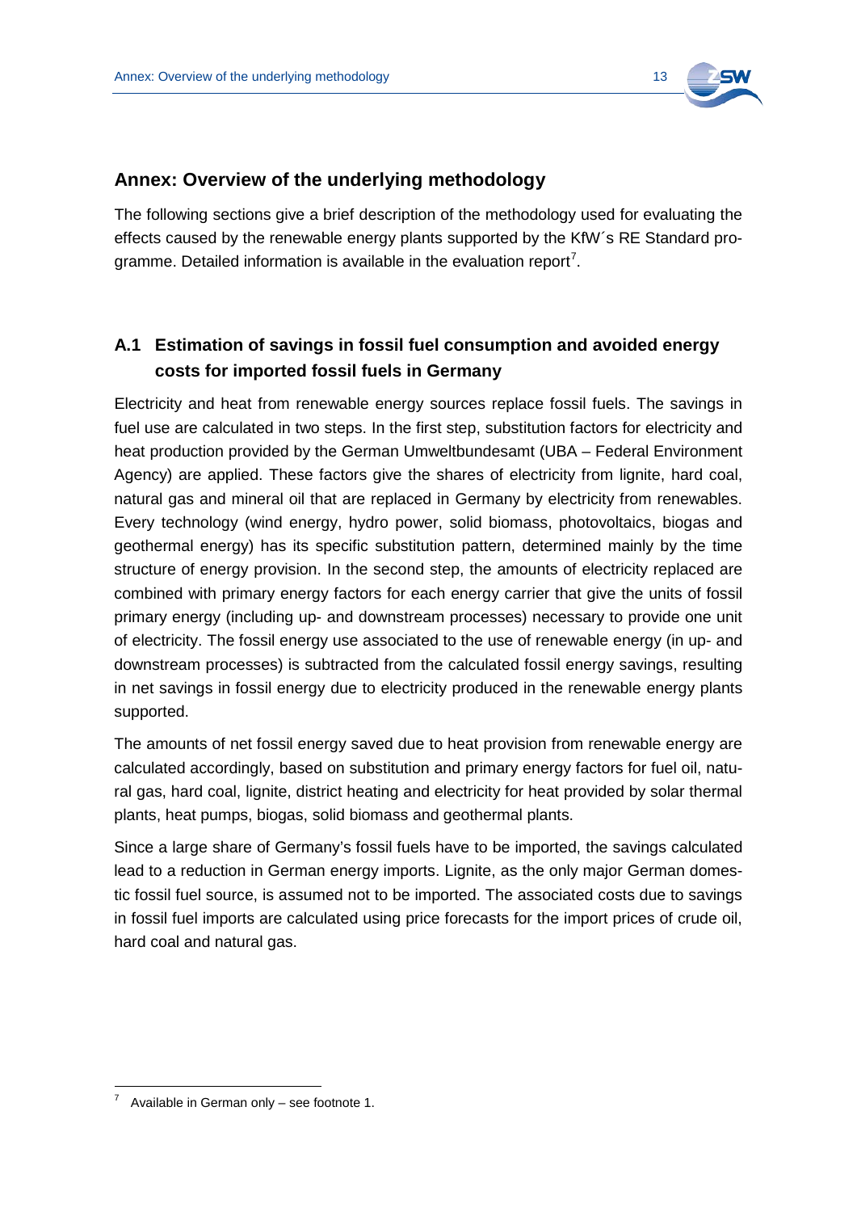## Annex: Overview of the underlying methodology

The following sections give a brief description of the methodology used for evaluating the effects caused by the renewable energy plants supported by the KfW´s RE Standard programme. Detailed information is available in the evaluation report[7].

### A.1 Estimation of savings in fossil fuel consumption and avoided energy costs for imported fossil fuels in Germany

Electricity and heat from renewable energy sources replace fossil fuels. The savings in fuel use are calculated in two steps. In the first step, substitution factors for electricity and heat production provided by the German Umweltbundesamt (UBA – Federal Environment Agency) are applied. These factors give the shares of electricity from lignite, hard coal, natural gas and mineral oil that are replaced in Germany by electricity from renewables. Every technology (wind energy, hydro power, solid biomass, photovoltaics, biogas and geothermal energy) has its specific substitution pattern, determined mainly by the time structure of energy provision. In the second step, the amounts of electricity replaced are combined with primary energy factors for each energy carrier that give the units of fossil primary energy (including up- and downstream processes) necessary to provide one unit of electricity. The fossil energy use associated to the use of renewable energy (in up- and downstream processes) is subtracted from the calculated fossil energy savings, resulting in net savings in fossil energy due to electricity produced in the renewable energy plants supported.

The amounts of net fossil energy saved due to heat provision from renewable energy are calculated accordingly, based on substitution and primary energy factors for fuel oil, natural gas, hard coal, lignite, district heating and electricity for heat provided by solar thermal plants, heat pumps, biogas, solid biomass and geothermal plants.

Since a large share of Germany's fossil fuels have to be imported, the savings calculated lead to a reduction in German energy imports. Lignite, as the only major German domestic fossil fuel source, is assumed not to be imported. The associated costs due to savings in fossil fuel imports are calculated using price forecasts for the import prices of crude oil, hard coal and natural gas.

[7] Available in German only – see footnote 1.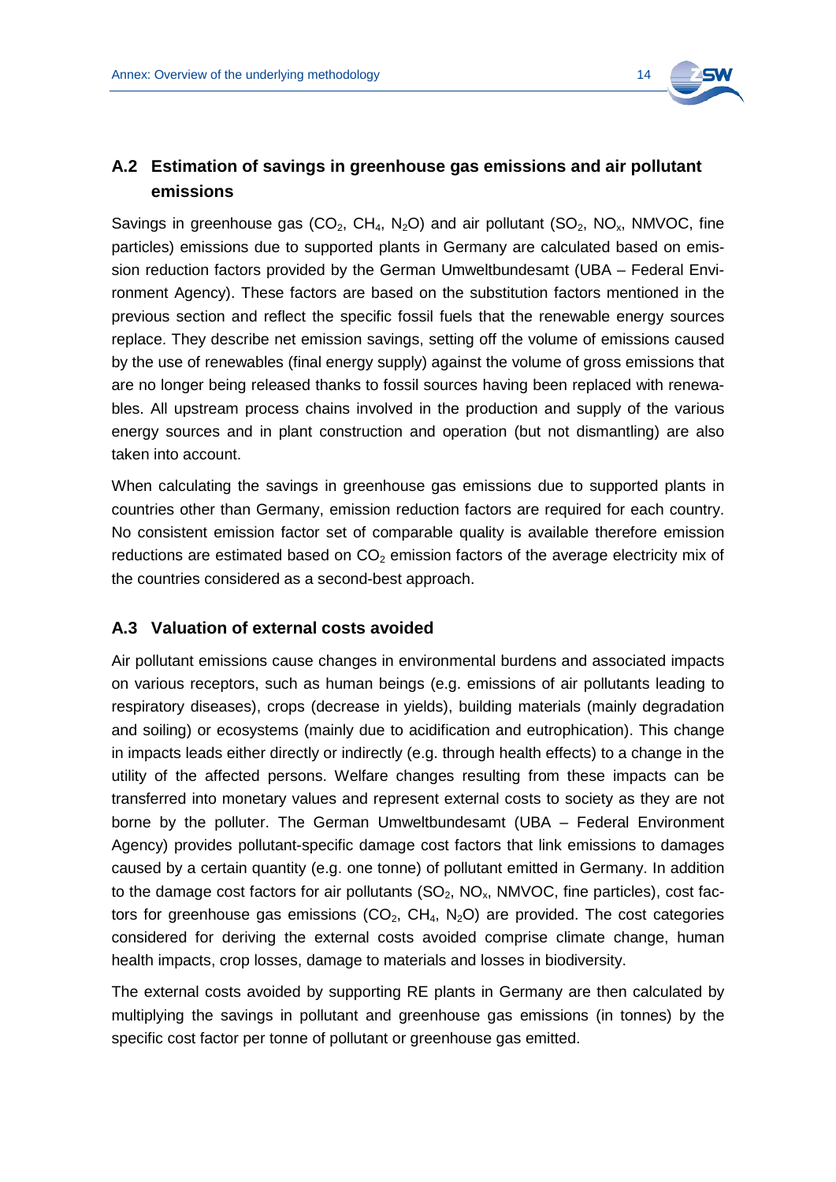## A.2 Estimation of savings in greenhouse gas emissions and air pollutant emissions

Savings in greenhouse gas ($CO_2$, $CH_4$, $N_2O$) and air pollutant ($SO_2$, $NO_x$, NMVOC, fine particles) emissions due to supported plants in Germany are calculated based on emission reduction factors provided by the German Umweltbundesamt (UBA – Federal Environment Agency). These factors are based on the substitution factors mentioned in the previous section and reflect the specific fossil fuels that the renewable energy sources replace. They describe net emission savings, setting off the volume of emissions caused by the use of renewables (final energy supply) against the volume of gross emissions that are no longer being released thanks to fossil sources having been replaced with renewables. All upstream process chains involved in the production and supply of the various energy sources and in plant construction and operation (but not dismantling) are also taken into account.

When calculating the savings in greenhouse gas emissions due to supported plants in countries other than Germany, emission reduction factors are required for each country. No consistent emission factor set of comparable quality is available therefore emission reductions are estimated based on $CO_2$ emission factors of the average electricity mix of the countries considered as a second-best approach.

## A.3 Valuation of external costs avoided

Air pollutant emissions cause changes in environmental burdens and associated impacts on various receptors, such as human beings (e.g. emissions of air pollutants leading to respiratory diseases), crops (decrease in yields), building materials (mainly degradation and soiling) or ecosystems (mainly due to acidification and eutrophication). This change in impacts leads either directly or indirectly (e.g. through health effects) to a change in the utility of the affected persons. Welfare changes resulting from these impacts can be transferred into monetary values and represent external costs to society as they are not borne by the polluter. The German Umweltbundesamt (UBA – Federal Environment Agency) provides pollutant-specific damage cost factors that link emissions to damages caused by a certain quantity (e.g. one tonne) of pollutant emitted in Germany. In addition to the damage cost factors for air pollutants ($SO_2$, $NO_x$, NMVOC, fine particles), cost factors for greenhouse gas emissions ($CO_2$, $CH_4$, $N_2O$) are provided. The cost categories considered for deriving the external costs avoided comprise climate change, human health impacts, crop losses, damage to materials and losses in biodiversity.

The external costs avoided by supporting RE plants in Germany are then calculated by multiplying the savings in pollutant and greenhouse gas emissions (in tonnes) by the specific cost factor per tonne of pollutant or greenhouse gas emitted.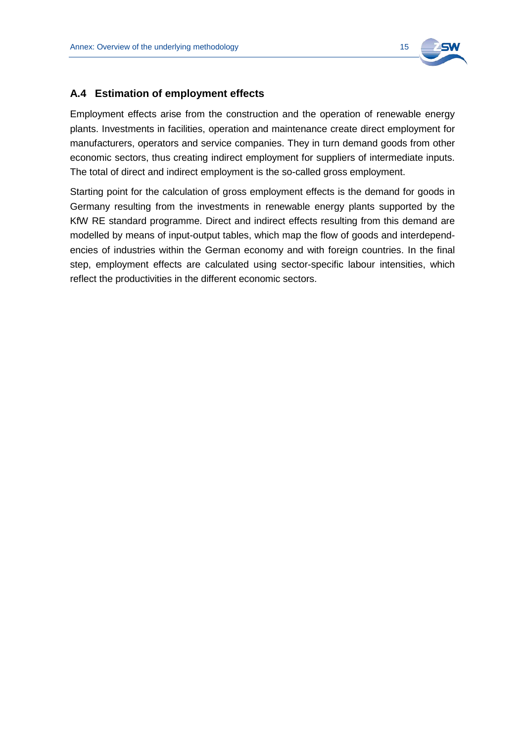## A.4 Estimation of employment effects

Employment effects arise from the construction and the operation of renewable energy plants. Investments in facilities, operation and maintenance create direct employment for manufacturers, operators and service companies. They in turn demand goods from other economic sectors, thus creating indirect employment for suppliers of intermediate inputs. The total of direct and indirect employment is the so-called gross employment.

Starting point for the calculation of gross employment effects is the demand for goods in Germany resulting from the investments in renewable energy plants supported by the KfW RE standard programme. Direct and indirect effects resulting from this demand are modelled by means of input-output tables, which map the flow of goods and interdependencies of industries within the German economy and with foreign countries. In the final step, employment effects are calculated using sector-specific labour intensities, which reflect the productivities in the different economic sectors.